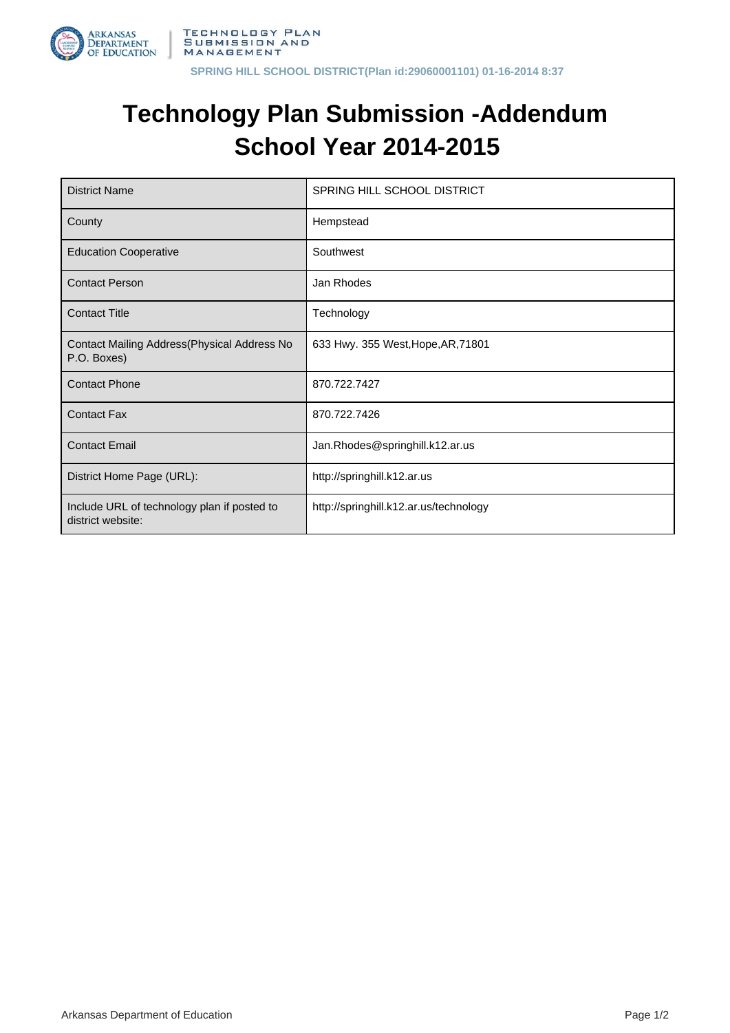# Technology Plan Submission -Addendum School Year 2014-2015

| District Name | SPRING HILL SCHOOL DISTRICT |
|---|---|
| County | Hempstead |
| Education Cooperative | Southwest |
| Contact Person | Jan Rhodes |
| Contact Title | Technology |
| Contact Mailing Address(Physical Address No P.O. Boxes) | 633 Hwy. 355 West,Hope,AR,71801 |
| Contact Phone | 870.722.7427 |
| Contact Fax | 870.722.7426 |
| Contact Email | Jan.Rhodes@springhill.k12.ar.us |
| District Home Page (URL): | http://springhill.k12.ar.us |
| Include URL of technology plan if posted to district website: | http://springhill.k12.ar.us/technology |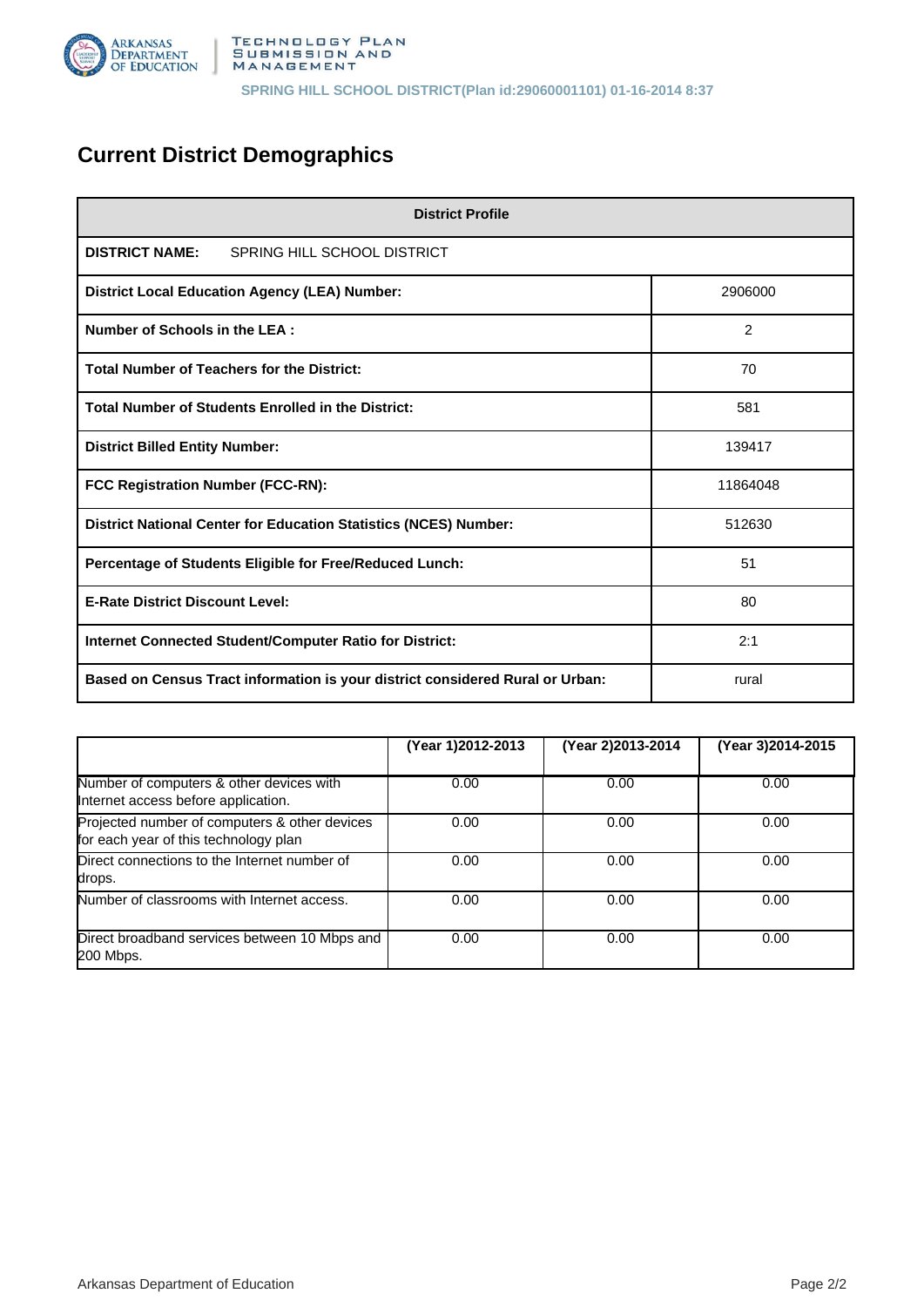## Current District Demographics

| District Profile | |
|---|---|
| **DISTRICT NAME:** SPRING HILL SCHOOL DISTRICT | |
| **District Local Education Agency (LEA) Number:** | 2906000 |
| **Number of Schools in the LEA :** | 2 |
| **Total Number of Teachers for the District:** | 70 |
| **Total Number of Students Enrolled in the District:** | 581 |
| **District Billed Entity Number:** | 139417 |
| **FCC Registration Number (FCC-RN):** | 11864048 |
| **District National Center for Education Statistics (NCES) Number:** | 512630 |
| **Percentage of Students Eligible for Free/Reduced Lunch:** | 51 |
| **E-Rate District Discount Level:** | 80 |
| **Internet Connected Student/Computer Ratio for District:** | 2:1 |
| **Based on Census Tract information is your district considered Rural or Urban:** | rural |

| | (Year 1)2012-2013 | (Year 2)2013-2014 | (Year 3)2014-2015 |
|---|---|---|---|
| Number of computers & other devices with Internet access before application. | 0.00 | 0.00 | 0.00 |
| Projected number of computers & other devices for each year of this technology plan | 0.00 | 0.00 | 0.00 |
| Direct connections to the Internet number of drops. | 0.00 | 0.00 | 0.00 |
| Number of classrooms with Internet access. | 0.00 | 0.00 | 0.00 |
| Direct broadband services between 10 Mbps and 200 Mbps. | 0.00 | 0.00 | 0.00 |